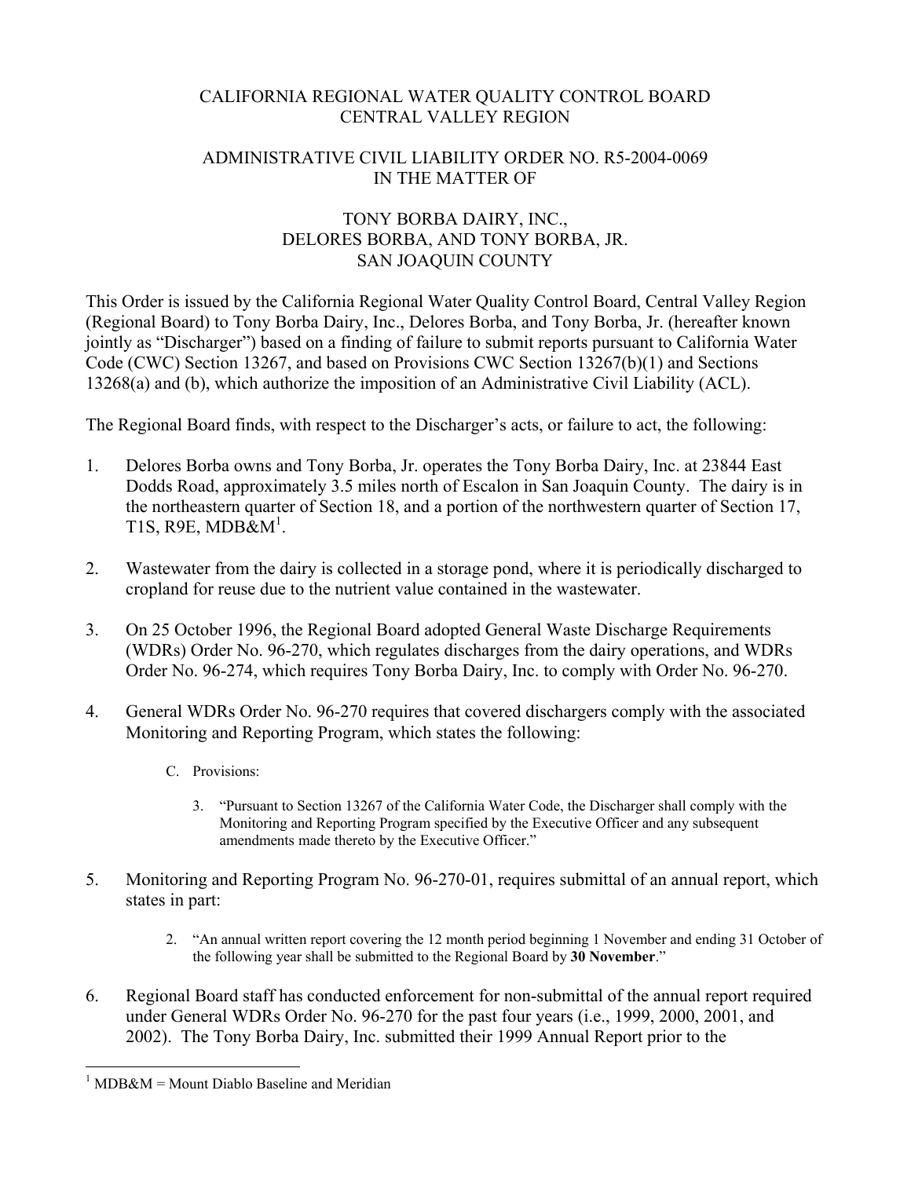CALIFORNIA REGIONAL WATER QUALITY CONTROL BOARD
CENTRAL VALLEY REGION

ADMINISTRATIVE CIVIL LIABILITY ORDER NO. R5-2004-0069
IN THE MATTER OF

TONY BORBA DAIRY, INC.,
DELORES BORBA, AND TONY BORBA, JR.
SAN JOAQUIN COUNTY

This Order is issued by the California Regional Water Quality Control Board, Central Valley Region (Regional Board) to Tony Borba Dairy, Inc., Delores Borba, and Tony Borba, Jr. (hereafter known jointly as "Discharger") based on a finding of failure to submit reports pursuant to California Water Code (CWC) Section 13267, and based on Provisions CWC Section 13267(b)(1) and Sections 13268(a) and (b), which authorize the imposition of an Administrative Civil Liability (ACL).

The Regional Board finds, with respect to the Discharger's acts, or failure to act, the following:

1. Delores Borba owns and Tony Borba, Jr. operates the Tony Borba Dairy, Inc. at 23844 East Dodds Road, approximately 3.5 miles north of Escalon in San Joaquin County. The dairy is in the northeastern quarter of Section 18, and a portion of the northwestern quarter of Section 17, T1S, R9E, MDB&M[1].

2. Wastewater from the dairy is collected in a storage pond, where it is periodically discharged to cropland for reuse due to the nutrient value contained in the wastewater.

3. On 25 October 1996, the Regional Board adopted General Waste Discharge Requirements (WDRs) Order No. 96-270, which regulates discharges from the dairy operations, and WDRs Order No. 96-274, which requires Tony Borba Dairy, Inc. to comply with Order No. 96-270.

4. General WDRs Order No. 96-270 requires that covered dischargers comply with the associated Monitoring and Reporting Program, which states the following:

   C. Provisions:

      3. "Pursuant to Section 13267 of the California Water Code, the Discharger shall comply with the Monitoring and Reporting Program specified by the Executive Officer and any subsequent amendments made thereto by the Executive Officer."

5. Monitoring and Reporting Program No. 96-270-01, requires submittal of an annual report, which states in part:

   2. "An annual written report covering the 12 month period beginning 1 November and ending 31 October of the following year shall be submitted to the Regional Board by **30 November**."

6. Regional Board staff has conducted enforcement for non-submittal of the annual report required under General WDRs Order No. 96-270 for the past four years (i.e., 1999, 2000, 2001, and 2002). The Tony Borba Dairy, Inc. submitted their 1999 Annual Report prior to the

---

[1] MDB&M = Mount Diablo Baseline and Meridian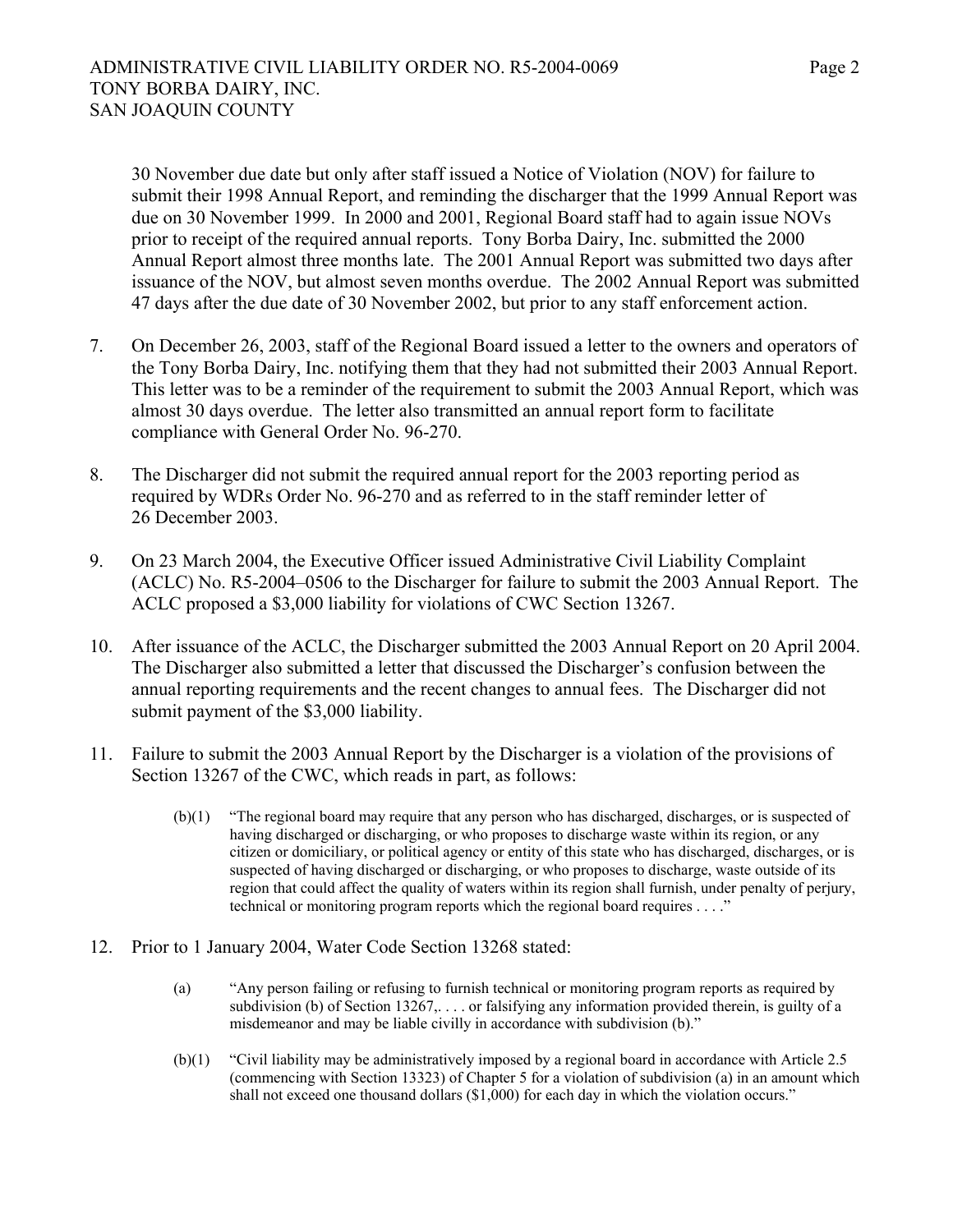30 November due date but only after staff issued a Notice of Violation (NOV) for failure to submit their 1998 Annual Report, and reminding the discharger that the 1999 Annual Report was due on 30 November 1999. In 2000 and 2001, Regional Board staff had to again issue NOVs prior to receipt of the required annual reports. Tony Borba Dairy, Inc. submitted the 2000 Annual Report almost three months late. The 2001 Annual Report was submitted two days after issuance of the NOV, but almost seven months overdue. The 2002 Annual Report was submitted 47 days after the due date of 30 November 2002, but prior to any staff enforcement action.

7. On December 26, 2003, staff of the Regional Board issued a letter to the owners and operators of the Tony Borba Dairy, Inc. notifying them that they had not submitted their 2003 Annual Report. This letter was to be a reminder of the requirement to submit the 2003 Annual Report, which was almost 30 days overdue. The letter also transmitted an annual report form to facilitate compliance with General Order No. 96-270.

8. The Discharger did not submit the required annual report for the 2003 reporting period as required by WDRs Order No. 96-270 and as referred to in the staff reminder letter of 26 December 2003.

9. On 23 March 2004, the Executive Officer issued Administrative Civil Liability Complaint (ACLC) No. R5-2004–0506 to the Discharger for failure to submit the 2003 Annual Report. The ACLC proposed a $3,000 liability for violations of CWC Section 13267.

10. After issuance of the ACLC, the Discharger submitted the 2003 Annual Report on 20 April 2004. The Discharger also submitted a letter that discussed the Discharger's confusion between the annual reporting requirements and the recent changes to annual fees. The Discharger did not submit payment of the $3,000 liability.

11. Failure to submit the 2003 Annual Report by the Discharger is a violation of the provisions of Section 13267 of the CWC, which reads in part, as follows:

    (b)(1) "The regional board may require that any person who has discharged, discharges, or is suspected of having discharged or discharging, or who proposes to discharge waste within its region, or any citizen or domiciliary, or political agency or entity of this state who has discharged, discharges, or is suspected of having discharged or discharging, or who proposes to discharge, waste outside of its region that could affect the quality of waters within its region shall furnish, under penalty of perjury, technical or monitoring program reports which the regional board requires . . . ."

12. Prior to 1 January 2004, Water Code Section 13268 stated:

    (a) "Any person failing or refusing to furnish technical or monitoring program reports as required by subdivision (b) of Section 13267,. . . . or falsifying any information provided therein, is guilty of a misdemeanor and may be liable civilly in accordance with subdivision (b)."

    (b)(1) "Civil liability may be administratively imposed by a regional board in accordance with Article 2.5 (commencing with Section 13323) of Chapter 5 for a violation of subdivision (a) in an amount which shall not exceed one thousand dollars ($1,000) for each day in which the violation occurs."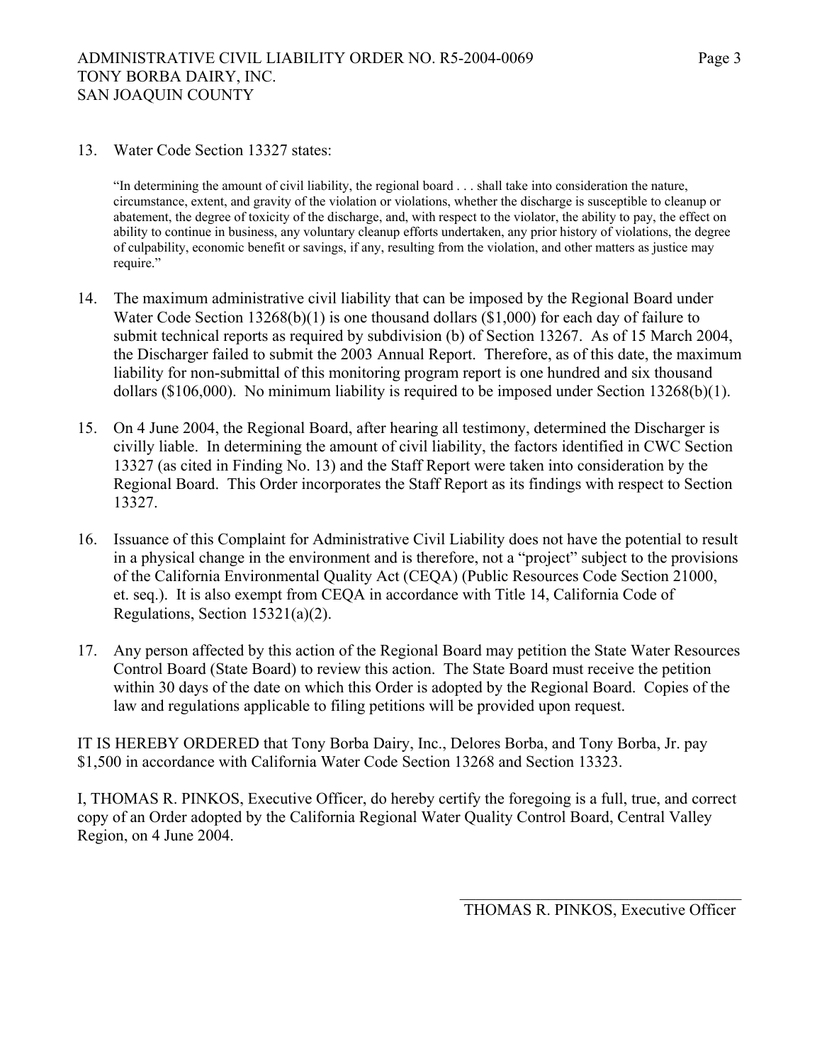13. Water Code Section 13327 states:

    "In determining the amount of civil liability, the regional board . . . shall take into consideration the nature, circumstance, extent, and gravity of the violation or violations, whether the discharge is susceptible to cleanup or abatement, the degree of toxicity of the discharge, and, with respect to the violator, the ability to pay, the effect on ability to continue in business, any voluntary cleanup efforts undertaken, any prior history of violations, the degree of culpability, economic benefit or savings, if any, resulting from the violation, and other matters as justice may require."

14. The maximum administrative civil liability that can be imposed by the Regional Board under Water Code Section 13268(b)(1) is one thousand dollars ($1,000) for each day of failure to submit technical reports as required by subdivision (b) of Section 13267. As of 15 March 2004, the Discharger failed to submit the 2003 Annual Report. Therefore, as of this date, the maximum liability for non-submittal of this monitoring program report is one hundred and six thousand dollars ($106,000). No minimum liability is required to be imposed under Section 13268(b)(1).

15. On 4 June 2004, the Regional Board, after hearing all testimony, determined the Discharger is civilly liable. In determining the amount of civil liability, the factors identified in CWC Section 13327 (as cited in Finding No. 13) and the Staff Report were taken into consideration by the Regional Board. This Order incorporates the Staff Report as its findings with respect to Section 13327.

16. Issuance of this Complaint for Administrative Civil Liability does not have the potential to result in a physical change in the environment and is therefore, not a "project" subject to the provisions of the California Environmental Quality Act (CEQA) (Public Resources Code Section 21000, et. seq.). It is also exempt from CEQA in accordance with Title 14, California Code of Regulations, Section 15321(a)(2).

17. Any person affected by this action of the Regional Board may petition the State Water Resources Control Board (State Board) to review this action. The State Board must receive the petition within 30 days of the date on which this Order is adopted by the Regional Board. Copies of the law and regulations applicable to filing petitions will be provided upon request.

IT IS HEREBY ORDERED that Tony Borba Dairy, Inc., Delores Borba, and Tony Borba, Jr. pay $1,500 in accordance with California Water Code Section 13268 and Section 13323.

I, THOMAS R. PINKOS, Executive Officer, do hereby certify the foregoing is a full, true, and correct copy of an Order adopted by the California Regional Water Quality Control Board, Central Valley Region, on 4 June 2004.

THOMAS R. PINKOS, Executive Officer